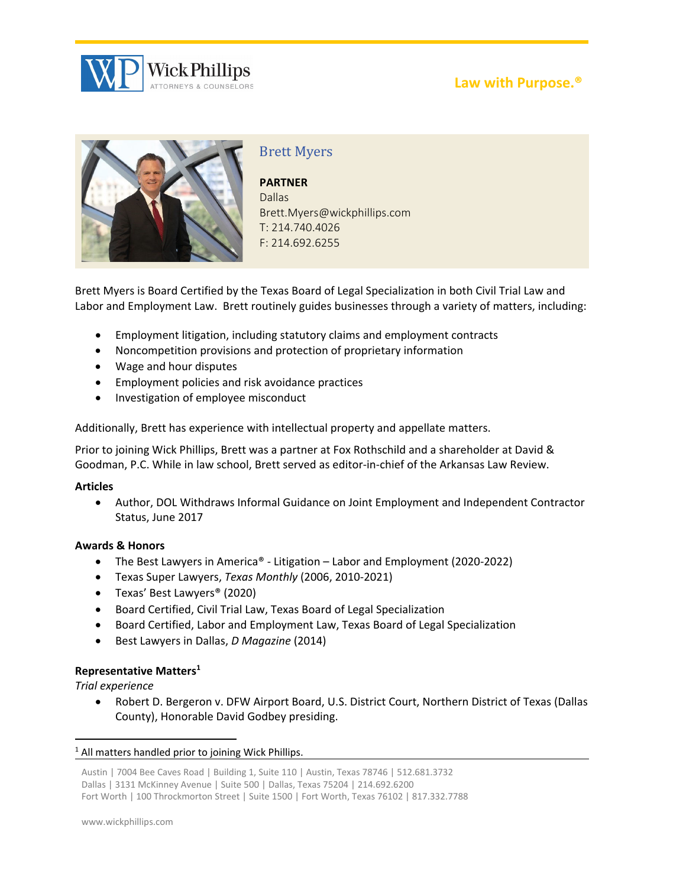Wick Phillips
ATTORNEYS & COUNSELORS

Law with Purpose.®

# Brett Myers

**PARTNER**
Dallas
Brett.Myers@wickphillips.com
T: 214.740.4026
F: 214.692.6255

Brett Myers is Board Certified by the Texas Board of Legal Specialization in both Civil Trial Law and Labor and Employment Law. Brett routinely guides businesses through a variety of matters, including:

- Employment litigation, including statutory claims and employment contracts
- Noncompetition provisions and protection of proprietary information
- Wage and hour disputes
- Employment policies and risk avoidance practices
- Investigation of employee misconduct

Additionally, Brett has experience with intellectual property and appellate matters.

Prior to joining Wick Phillips, Brett was a partner at Fox Rothschild and a shareholder at David & Goodman, P.C. While in law school, Brett served as editor-in-chief of the Arkansas Law Review.

**Articles**

- Author, DOL Withdraws Informal Guidance on Joint Employment and Independent Contractor Status, June 2017

**Awards & Honors**

- The Best Lawyers in America® - Litigation – Labor and Employment (2020-2022)
- Texas Super Lawyers, *Texas Monthly* (2006, 2010-2021)
- Texas' Best Lawyers® (2020)
- Board Certified, Civil Trial Law, Texas Board of Legal Specialization
- Board Certified, Labor and Employment Law, Texas Board of Legal Specialization
- Best Lawyers in Dallas, *D Magazine* (2014)

**Representative Matters**[1]

*Trial experience*

- Robert D. Bergeron v. DFW Airport Board, U.S. District Court, Northern District of Texas (Dallas County), Honorable David Godbey presiding.

[1] All matters handled prior to joining Wick Phillips.

Austin | 7004 Bee Caves Road | Building 1, Suite 110 | Austin, Texas 78746 | 512.681.3732
Dallas | 3131 McKinney Avenue | Suite 500 | Dallas, Texas 75204 | 214.692.6200
Fort Worth | 100 Throckmorton Street | Suite 1500 | Fort Worth, Texas 76102 | 817.332.7788

www.wickphillips.com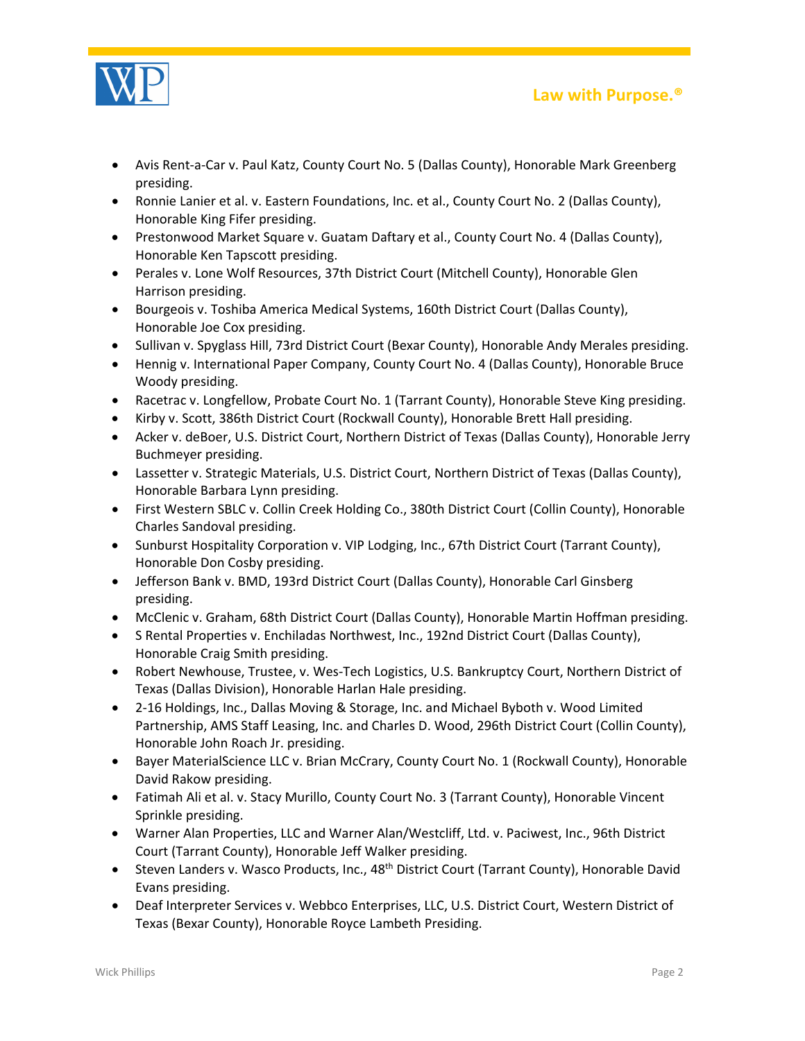- Avis Rent-a-Car v. Paul Katz, County Court No. 5 (Dallas County), Honorable Mark Greenberg presiding.
- Ronnie Lanier et al. v. Eastern Foundations, Inc. et al., County Court No. 2 (Dallas County), Honorable King Fifer presiding.
- Prestonwood Market Square v. Guatam Daftary et al., County Court No. 4 (Dallas County), Honorable Ken Tapscott presiding.
- Perales v. Lone Wolf Resources, 37th District Court (Mitchell County), Honorable Glen Harrison presiding.
- Bourgeois v. Toshiba America Medical Systems, 160th District Court (Dallas County), Honorable Joe Cox presiding.
- Sullivan v. Spyglass Hill, 73rd District Court (Bexar County), Honorable Andy Merales presiding.
- Hennig v. International Paper Company, County Court No. 4 (Dallas County), Honorable Bruce Woody presiding.
- Racetrac v. Longfellow, Probate Court No. 1 (Tarrant County), Honorable Steve King presiding.
- Kirby v. Scott, 386th District Court (Rockwall County), Honorable Brett Hall presiding.
- Acker v. deBoer, U.S. District Court, Northern District of Texas (Dallas County), Honorable Jerry Buchmeyer presiding.
- Lassetter v. Strategic Materials, U.S. District Court, Northern District of Texas (Dallas County), Honorable Barbara Lynn presiding.
- First Western SBLC v. Collin Creek Holding Co., 380th District Court (Collin County), Honorable Charles Sandoval presiding.
- Sunburst Hospitality Corporation v. VIP Lodging, Inc., 67th District Court (Tarrant County), Honorable Don Cosby presiding.
- Jefferson Bank v. BMD, 193rd District Court (Dallas County), Honorable Carl Ginsberg presiding.
- McClenic v. Graham, 68th District Court (Dallas County), Honorable Martin Hoffman presiding.
- S Rental Properties v. Enchiladas Northwest, Inc., 192nd District Court (Dallas County), Honorable Craig Smith presiding.
- Robert Newhouse, Trustee, v. Wes-Tech Logistics, U.S. Bankruptcy Court, Northern District of Texas (Dallas Division), Honorable Harlan Hale presiding.
- 2-16 Holdings, Inc., Dallas Moving & Storage, Inc. and Michael Byboth v. Wood Limited Partnership, AMS Staff Leasing, Inc. and Charles D. Wood, 296th District Court (Collin County), Honorable John Roach Jr. presiding.
- Bayer MaterialScience LLC v. Brian McCrary, County Court No. 1 (Rockwall County), Honorable David Rakow presiding.
- Fatimah Ali et al. v. Stacy Murillo, County Court No. 3 (Tarrant County), Honorable Vincent Sprinkle presiding.
- Warner Alan Properties, LLC and Warner Alan/Westcliff, Ltd. v. Paciwest, Inc., 96th District Court (Tarrant County), Honorable Jeff Walker presiding.
- Steven Landers v. Wasco Products, Inc., 48th District Court (Tarrant County), Honorable David Evans presiding.
- Deaf Interpreter Services v. Webbco Enterprises, LLC, U.S. District Court, Western District of Texas (Bexar County), Honorable Royce Lambeth Presiding.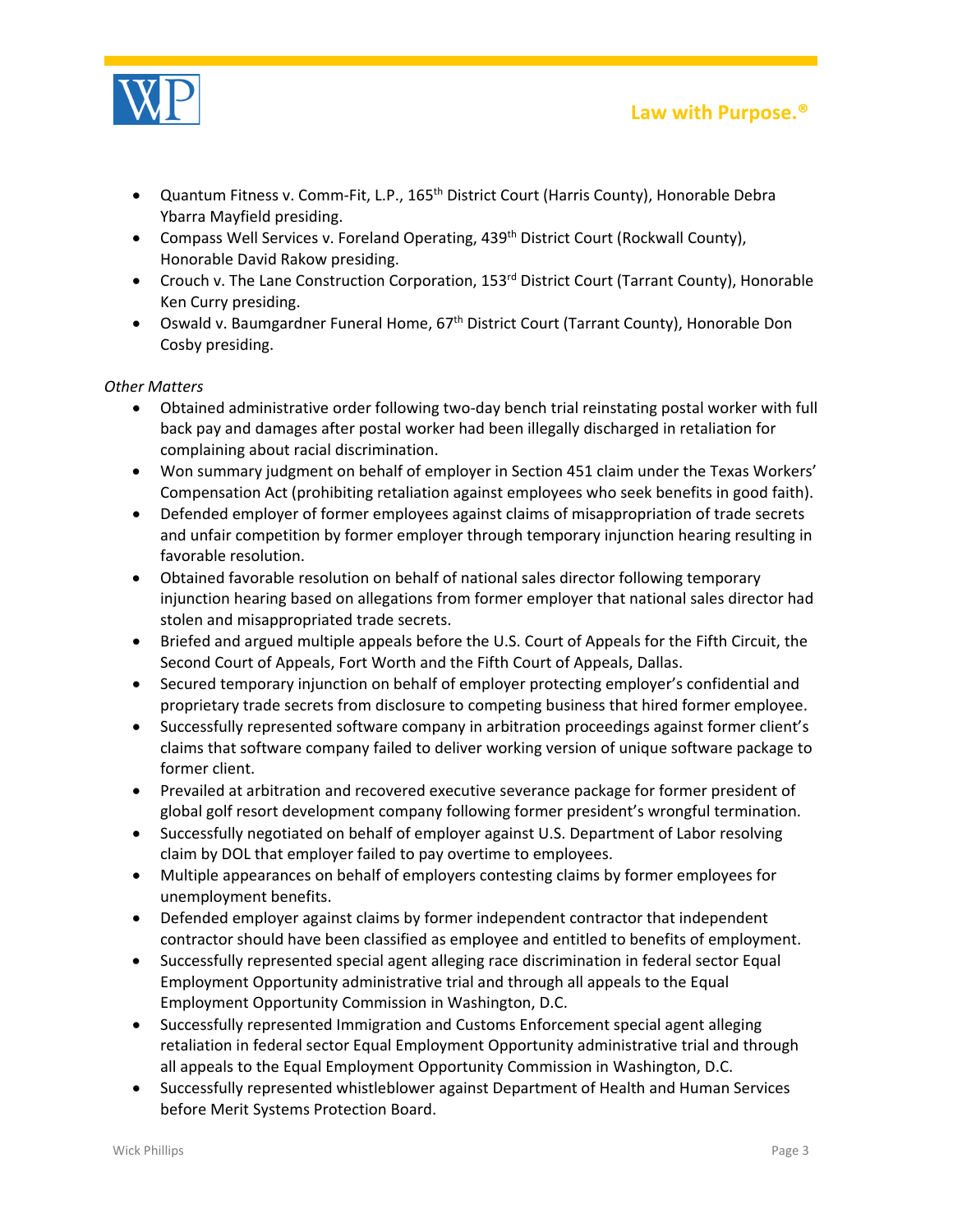- Quantum Fitness v. Comm-Fit, L.P., 165th District Court (Harris County), Honorable Debra Ybarra Mayfield presiding.
- Compass Well Services v. Foreland Operating, 439th District Court (Rockwall County), Honorable David Rakow presiding.
- Crouch v. The Lane Construction Corporation, 153rd District Court (Tarrant County), Honorable Ken Curry presiding.
- Oswald v. Baumgardner Funeral Home, 67th District Court (Tarrant County), Honorable Don Cosby presiding.

*Other Matters*

- Obtained administrative order following two-day bench trial reinstating postal worker with full back pay and damages after postal worker had been illegally discharged in retaliation for complaining about racial discrimination.
- Won summary judgment on behalf of employer in Section 451 claim under the Texas Workers' Compensation Act (prohibiting retaliation against employees who seek benefits in good faith).
- Defended employer of former employees against claims of misappropriation of trade secrets and unfair competition by former employer through temporary injunction hearing resulting in favorable resolution.
- Obtained favorable resolution on behalf of national sales director following temporary injunction hearing based on allegations from former employer that national sales director had stolen and misappropriated trade secrets.
- Briefed and argued multiple appeals before the U.S. Court of Appeals for the Fifth Circuit, the Second Court of Appeals, Fort Worth and the Fifth Court of Appeals, Dallas.
- Secured temporary injunction on behalf of employer protecting employer's confidential and proprietary trade secrets from disclosure to competing business that hired former employee.
- Successfully represented software company in arbitration proceedings against former client's claims that software company failed to deliver working version of unique software package to former client.
- Prevailed at arbitration and recovered executive severance package for former president of global golf resort development company following former president's wrongful termination.
- Successfully negotiated on behalf of employer against U.S. Department of Labor resolving claim by DOL that employer failed to pay overtime to employees.
- Multiple appearances on behalf of employers contesting claims by former employees for unemployment benefits.
- Defended employer against claims by former independent contractor that independent contractor should have been classified as employee and entitled to benefits of employment.
- Successfully represented special agent alleging race discrimination in federal sector Equal Employment Opportunity administrative trial and through all appeals to the Equal Employment Opportunity Commission in Washington, D.C.
- Successfully represented Immigration and Customs Enforcement special agent alleging retaliation in federal sector Equal Employment Opportunity administrative trial and through all appeals to the Equal Employment Opportunity Commission in Washington, D.C.
- Successfully represented whistleblower against Department of Health and Human Services before Merit Systems Protection Board.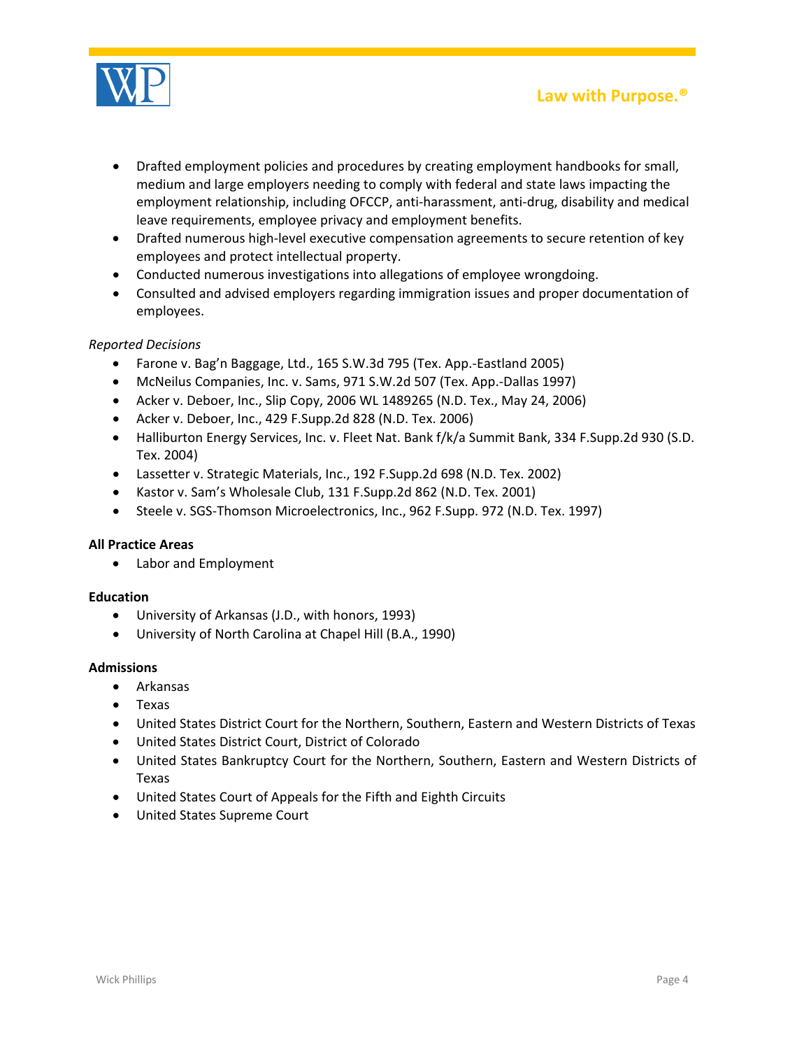- Drafted employment policies and procedures by creating employment handbooks for small, medium and large employers needing to comply with federal and state laws impacting the employment relationship, including OFCCP, anti-harassment, anti-drug, disability and medical leave requirements, employee privacy and employment benefits.
- Drafted numerous high-level executive compensation agreements to secure retention of key employees and protect intellectual property.
- Conducted numerous investigations into allegations of employee wrongdoing.
- Consulted and advised employers regarding immigration issues and proper documentation of employees.

*Reported Decisions*

- Farone v. Bag'n Baggage, Ltd., 165 S.W.3d 795 (Tex. App.-Eastland 2005)
- McNeilus Companies, Inc. v. Sams, 971 S.W.2d 507 (Tex. App.-Dallas 1997)
- Acker v. Deboer, Inc., Slip Copy, 2006 WL 1489265 (N.D. Tex., May 24, 2006)
- Acker v. Deboer, Inc., 429 F.Supp.2d 828 (N.D. Tex. 2006)
- Halliburton Energy Services, Inc. v. Fleet Nat. Bank f/k/a Summit Bank, 334 F.Supp.2d 930 (S.D. Tex. 2004)
- Lassetter v. Strategic Materials, Inc., 192 F.Supp.2d 698 (N.D. Tex. 2002)
- Kastor v. Sam's Wholesale Club, 131 F.Supp.2d 862 (N.D. Tex. 2001)
- Steele v. SGS-Thomson Microelectronics, Inc., 962 F.Supp. 972 (N.D. Tex. 1997)

**All Practice Areas**

- Labor and Employment

**Education**

- University of Arkansas (J.D., with honors, 1993)
- University of North Carolina at Chapel Hill (B.A., 1990)

**Admissions**

- Arkansas
- Texas
- United States District Court for the Northern, Southern, Eastern and Western Districts of Texas
- United States District Court, District of Colorado
- United States Bankruptcy Court for the Northern, Southern, Eastern and Western Districts of Texas
- United States Court of Appeals for the Fifth and Eighth Circuits
- United States Supreme Court